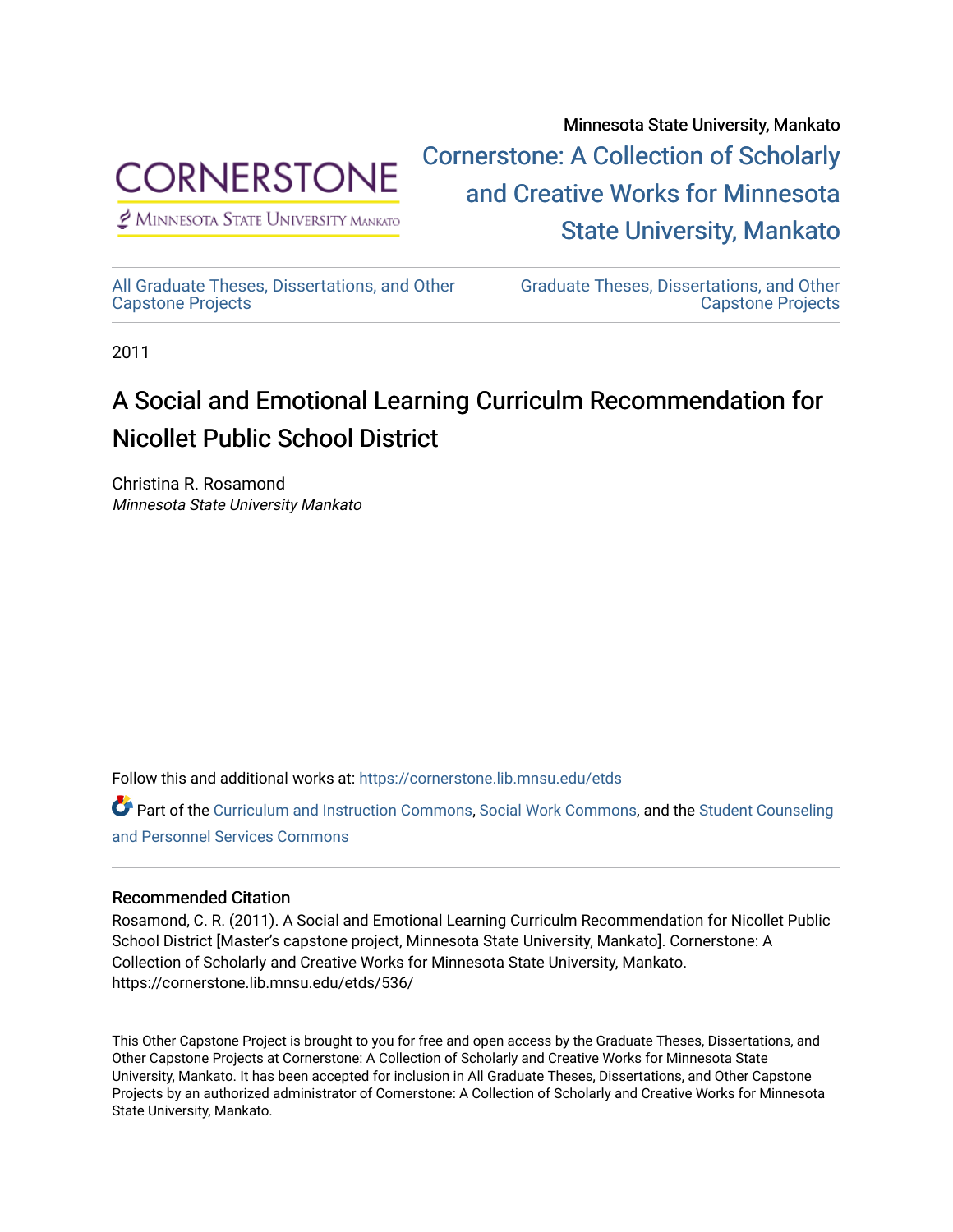Minnesota State University, Mankato

Cornerstone: A Collection of Scholarly and Creative Works for Minnesota State University, Mankato

All Graduate Theses, Dissertations, and Other Capstone Projects

Graduate Theses, Dissertations, and Other Capstone Projects

2011

# A Social and Emotional Learning Curriculm Recommendation for Nicollet Public School District

Christina R. Rosamond
*Minnesota State University Mankato*

Follow this and additional works at: https://cornerstone.lib.mnsu.edu/etds

Part of the Curriculum and Instruction Commons, Social Work Commons, and the Student Counseling and Personnel Services Commons

### Recommended Citation

Rosamond, C. R. (2011). A Social and Emotional Learning Curriculm Recommendation for Nicollet Public School District [Master's capstone project, Minnesota State University, Mankato]. Cornerstone: A Collection of Scholarly and Creative Works for Minnesota State University, Mankato. https://cornerstone.lib.mnsu.edu/etds/536/

This Other Capstone Project is brought to you for free and open access by the Graduate Theses, Dissertations, and Other Capstone Projects at Cornerstone: A Collection of Scholarly and Creative Works for Minnesota State University, Mankato. It has been accepted for inclusion in All Graduate Theses, Dissertations, and Other Capstone Projects by an authorized administrator of Cornerstone: A Collection of Scholarly and Creative Works for Minnesota State University, Mankato.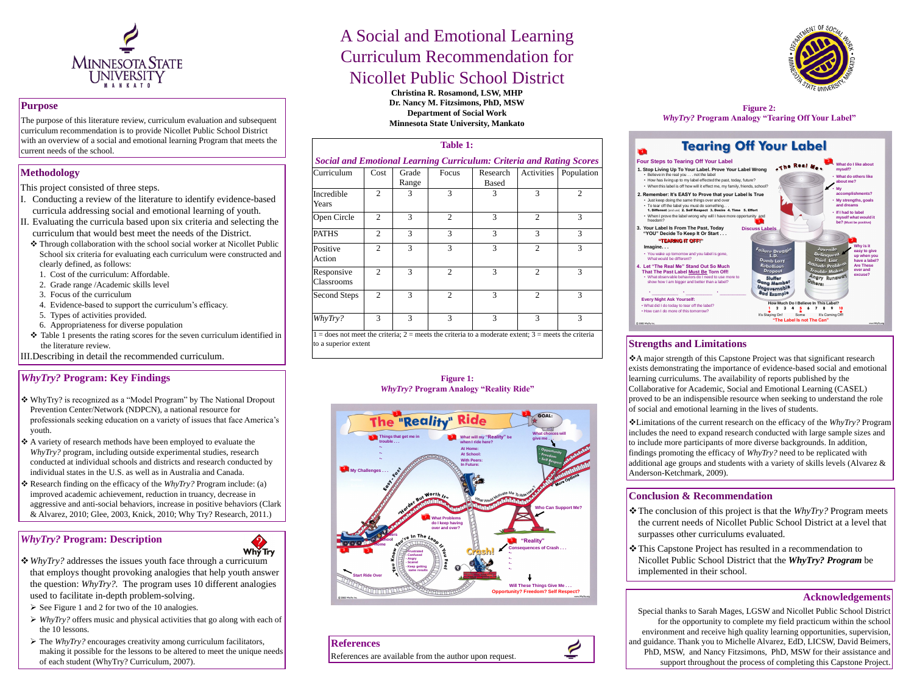# A Social and Emotional Learning Curriculum Recommendation for Nicollet Public School District

**Christina R. Rosamond, LSW, MHP**
**Dr. Nancy M. Fitzsimons, PhD, MSW**
**Department of Social Work**
**Minnesota State University, Mankato**

## Purpose

The purpose of this literature review, curriculum evaluation and subsequent curriculum recommendation is to provide Nicollet Public School District with an overview of a social and emotional learning Program that meets the current needs of the school.

## Methodology

This project consisted of three steps.

I. Conducting a review of the literature to identify evidence-based curricula addressing social and emotional learning of youth.
II. Evaluating the curricula based upon six criteria and selecting the curriculum that would best meet the needs of the District.
   - ❖ Through collaboration with the school social worker at Nicollet Public School six criteria for evaluating each curriculum were constructed and clearly defined, as follows:
     1. Cost of the curriculum: Affordable.
     2. Grade range /Academic skills level
     3. Focus of the curriculum
     4. Evidence-based to support the curriculum's efficacy.
     5. Types of activities provided.
     6. Appropriateness for diverse population
   - ❖ Table 1 presents the rating scores for the seven curriculum identified in the literature review.

III. Describing in detail the recommended curriculum.

## *WhyTry?* Program: Key Findings

- ❖ WhyTry? is recognized as a "Model Program" by The National Dropout Prevention Center/Network (NDPCN), a national resource for professionals seeking education on a variety of issues that face America's youth.
- ❖ A variety of research methods have been employed to evaluate the *WhyTry?* program, including outside experimental studies, research conducted at individual schools and districts and research conducted by individual states in the U.S. as well as in Australia and Canada.
- ❖ Research finding on the efficacy of the *WhyTry?* Program include: (a) improved academic achievement, reduction in truancy, decrease in aggressive and anti-social behaviors, increase in positive behaviors (Clark & Alvarez, 2010; Glee, 2003, Knick, 2010; Why Try? Research, 2011.)

## *WhyTry?* Program: Description

- ❖ *WhyTry?* addresses the issues youth face through a curriculum that employs thought provoking analogies that help youth answer the question: *WhyTry?*. The program uses 10 different analogies used to facilitate in-depth problem-solving.
  - ➢ See Figure 1 and 2 for two of the 10 analogies.
  - ➢ *WhyTry?* offers music and physical activities that go along with each of the 10 lessons.
  - ➢ The *WhyTry?* encourages creativity among curriculum facilitators, making it possible for the lessons to be altered to meet the unique needs of each student (WhyTry? Curriculum, 2007).

**Table 1:**
***Social and Emotional Learning Curriculum: Criteria and Rating Scores***

| Curriculum | Cost | Grade Range | Focus | Research Based | Activities | Population |
|---|---|---|---|---|---|---|
| Incredible Years | 2 | 3 | 3 | 3 | 3 | 2 |
| Open Circle | 2 | 3 | 2 | 3 | 2 | 3 |
| PATHS | 2 | 3 | 3 | 3 | 3 | 3 |
| Positive Action | 2 | 3 | 3 | 3 | 2 | 3 |
| Responsive Classrooms | 2 | 3 | 2 | 3 | 2 | 3 |
| Second Steps | 2 | 3 | 2 | 3 | 2 | 3 |
| *WhyTry?* | 3 | 3 | 3 | 3 | 3 | 3 |

1 = does not meet the criteria; 2 = meets the criteria to a moderate extent; 3 = meets the criteria to a superior extent

**Figure 1:**
***WhyTry?* Program Analogy "Reality Ride"**

**Figure 2:**
***WhyTry?* Program Analogy "Tearing Off Your Label"**

## Strengths and Limitations

❖A major strength of this Capstone Project was that significant research exists demonstrating the importance of evidence-based social and emotional learning curriculums. The availability of reports published by the Collaborative for Academic, Social and Emotional Learning (CASEL) proved to be an indispensible resource when seeking to understand the role of social and emotional learning in the lives of students.

❖Limitations of the current research on the efficacy of the *WhyTry?* Program includes the need to expand research conducted with large sample sizes and to include more participants of more diverse backgrounds. In addition, findings promoting the efficacy of *WhyTry?* need to be replicated with additional age groups and students with a variety of skills levels (Alvarez & Anderson-Ketchmark, 2009).

## Conclusion & Recommendation

- ❖The conclusion of this project is that the *WhyTry?* Program meets the current needs of Nicollet Public School District at a level that surpasses other curriculums evaluated.
- ❖This Capstone Project has resulted in a recommendation to Nicollet Public School District that the ***WhyTry? Program*** be implemented in their school.

## References

References are available from the author upon request.

## Acknowledgements

Special thanks to Sarah Mages, LGSW and Nicollet Public School District for the opportunity to complete my field practicum within the school environment and receive high quality learning opportunities, supervision, and guidance. Thank you to Michelle Alvarez, EdD, LICSW, David Beimers, PhD, MSW, and Nancy Fitzsimons, PhD, MSW for their assistance and support throughout the process of completing this Capstone Project.